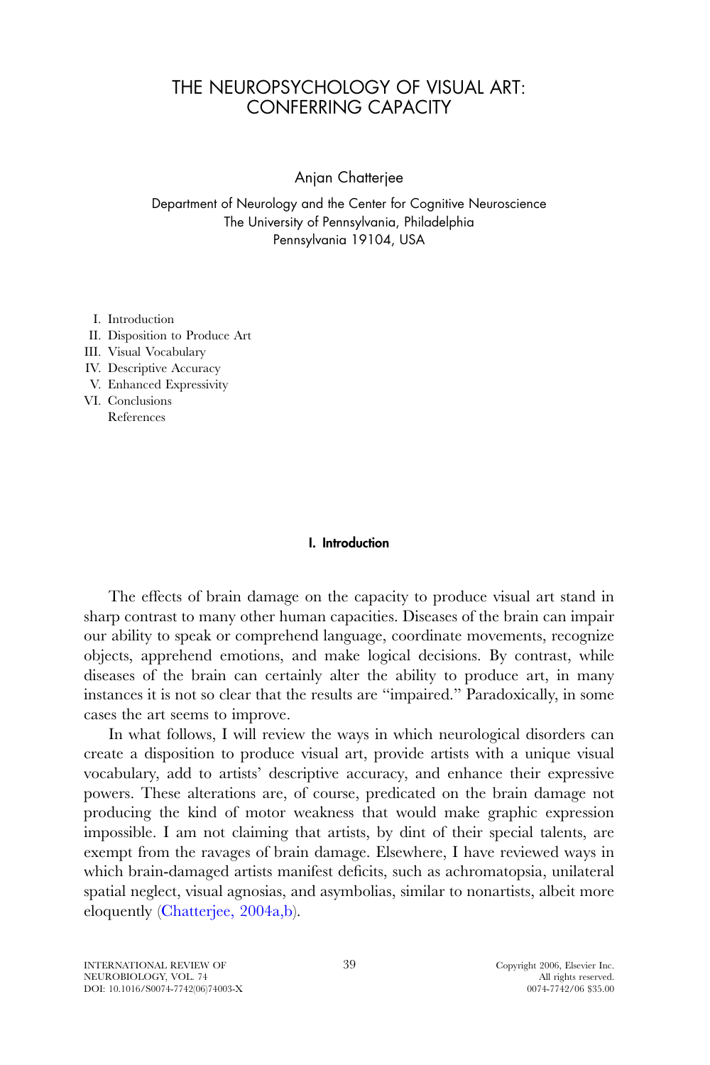# THE NEUROPSYCHOLOGY OF VISUAL ART: CONFERRING CAPACITY

Anjan Chatterjee

Department of Neurology and the Center for Cognitive Neuroscience
The University of Pennsylvania, Philadelphia
Pennsylvania 19104, USA

I. Introduction
II. Disposition to Produce Art
III. Visual Vocabulary
IV. Descriptive Accuracy
V. Enhanced Expressivity
VI. Conclusions
References

## I. Introduction

The effects of brain damage on the capacity to produce visual art stand in sharp contrast to many other human capacities. Diseases of the brain can impair our ability to speak or comprehend language, coordinate movements, recognize objects, apprehend emotions, and make logical decisions. By contrast, while diseases of the brain can certainly alter the ability to produce art, in many instances it is not so clear that the results are "impaired." Paradoxically, in some cases the art seems to improve.

In what follows, I will review the ways in which neurological disorders can create a disposition to produce visual art, provide artists with a unique visual vocabulary, add to artists' descriptive accuracy, and enhance their expressive powers. These alterations are, of course, predicated on the brain damage not producing the kind of motor weakness that would make graphic expression impossible. I am not claiming that artists, by dint of their special talents, are exempt from the ravages of brain damage. Elsewhere, I have reviewed ways in which brain-damaged artists manifest deficits, such as achromatopsia, unilateral spatial neglect, visual agnosias, and asymbolias, similar to nonartists, albeit more eloquently (Chatterjee, 2004a,b).

INTERNATIONAL REVIEW OF NEUROBIOLOGY, VOL. 74
DOI: 10.1016/S0074-7742(06)74003-X

Copyright 2006, Elsevier Inc.
All rights reserved.
0074-7742/06 $35.00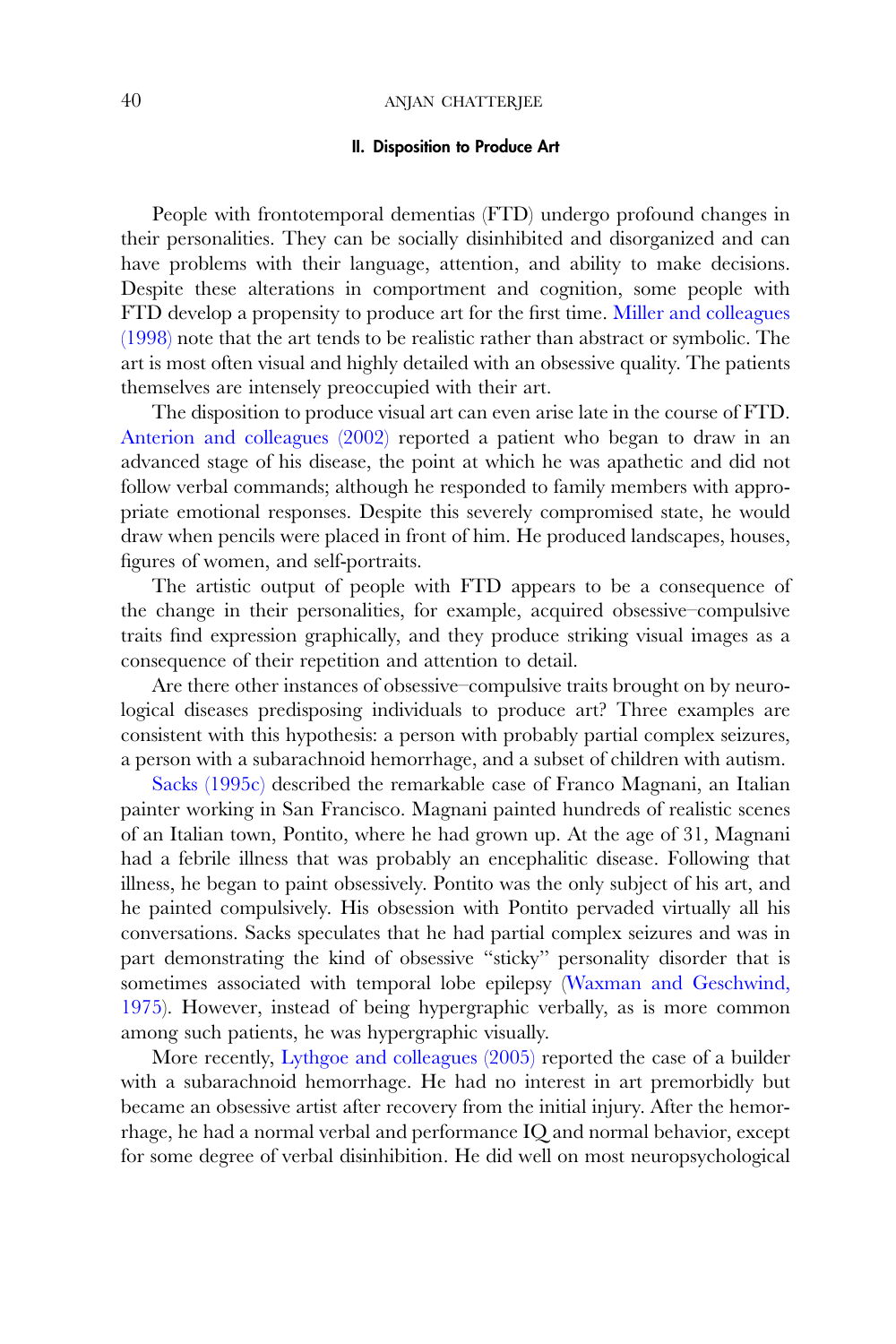### II. Disposition to Produce Art

People with frontotemporal dementias (FTD) undergo profound changes in their personalities. They can be socially disinhibited and disorganized and can have problems with their language, attention, and ability to make decisions. Despite these alterations in comportment and cognition, some people with FTD develop a propensity to produce art for the first time. Miller and colleagues (1998) note that the art tends to be realistic rather than abstract or symbolic. The art is most often visual and highly detailed with an obsessive quality. The patients themselves are intensely preoccupied with their art.

The disposition to produce visual art can even arise late in the course of FTD. Anterion and colleagues (2002) reported a patient who began to draw in an advanced stage of his disease, the point at which he was apathetic and did not follow verbal commands; although he responded to family members with appropriate emotional responses. Despite this severely compromised state, he would draw when pencils were placed in front of him. He produced landscapes, houses, figures of women, and self-portraits.

The artistic output of people with FTD appears to be a consequence of the change in their personalities, for example, acquired obsessive–compulsive traits find expression graphically, and they produce striking visual images as a consequence of their repetition and attention to detail.

Are there other instances of obsessive–compulsive traits brought on by neurological diseases predisposing individuals to produce art? Three examples are consistent with this hypothesis: a person with probably partial complex seizures, a person with a subarachnoid hemorrhage, and a subset of children with autism.

Sacks (1995c) described the remarkable case of Franco Magnani, an Italian painter working in San Francisco. Magnani painted hundreds of realistic scenes of an Italian town, Pontito, where he had grown up. At the age of 31, Magnani had a febrile illness that was probably an encephalitic disease. Following that illness, he began to paint obsessively. Pontito was the only subject of his art, and he painted compulsively. His obsession with Pontito pervaded virtually all his conversations. Sacks speculates that he had partial complex seizures and was in part demonstrating the kind of obsessive "sticky" personality disorder that is sometimes associated with temporal lobe epilepsy (Waxman and Geschwind, 1975). However, instead of being hypergraphic verbally, as is more common among such patients, he was hypergraphic visually.

More recently, Lythgoe and colleagues (2005) reported the case of a builder with a subarachnoid hemorrhage. He had no interest in art premorbidly but became an obsessive artist after recovery from the initial injury. After the hemorrhage, he had a normal verbal and performance IQ and normal behavior, except for some degree of verbal disinhibition. He did well on most neuropsychological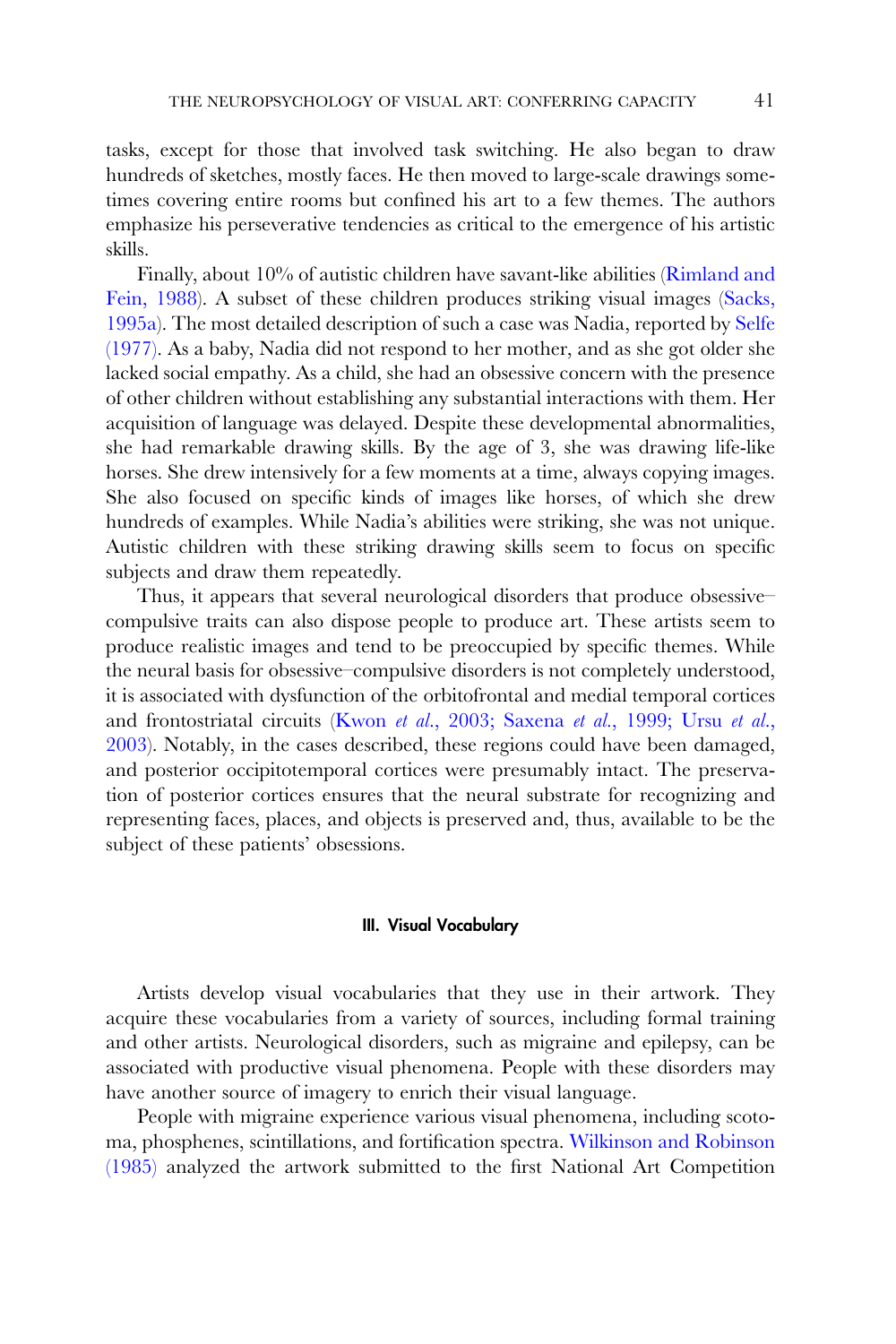tasks, except for those that involved task switching. He also began to draw hundreds of sketches, mostly faces. He then moved to large-scale drawings sometimes covering entire rooms but confined his art to a few themes. The authors emphasize his perseverative tendencies as critical to the emergence of his artistic skills.

Finally, about 10% of autistic children have savant-like abilities (Rimland and Fein, 1988). A subset of these children produces striking visual images (Sacks, 1995a). The most detailed description of such a case was Nadia, reported by Selfe (1977). As a baby, Nadia did not respond to her mother, and as she got older she lacked social empathy. As a child, she had an obsessive concern with the presence of other children without establishing any substantial interactions with them. Her acquisition of language was delayed. Despite these developmental abnormalities, she had remarkable drawing skills. By the age of 3, she was drawing life-like horses. She drew intensively for a few moments at a time, always copying images. She also focused on specific kinds of images like horses, of which she drew hundreds of examples. While Nadia's abilities were striking, she was not unique. Autistic children with these striking drawing skills seem to focus on specific subjects and draw them repeatedly.

Thus, it appears that several neurological disorders that produce obsessive–compulsive traits can also dispose people to produce art. These artists seem to produce realistic images and tend to be preoccupied by specific themes. While the neural basis for obsessive–compulsive disorders is not completely understood, it is associated with dysfunction of the orbitofrontal and medial temporal cortices and frontostriatal circuits (Kwon *et al.*, 2003; Saxena *et al.*, 1999; Ursu *et al.*, 2003). Notably, in the cases described, these regions could have been damaged, and posterior occipitotemporal cortices were presumably intact. The preservation of posterior cortices ensures that the neural substrate for recognizing and representing faces, places, and objects is preserved and, thus, available to be the subject of these patients' obsessions.

### III. Visual Vocabulary

Artists develop visual vocabularies that they use in their artwork. They acquire these vocabularies from a variety of sources, including formal training and other artists. Neurological disorders, such as migraine and epilepsy, can be associated with productive visual phenomena. People with these disorders may have another source of imagery to enrich their visual language.

People with migraine experience various visual phenomena, including scotoma, phosphenes, scintillations, and fortification spectra. Wilkinson and Robinson (1985) analyzed the artwork submitted to the first National Art Competition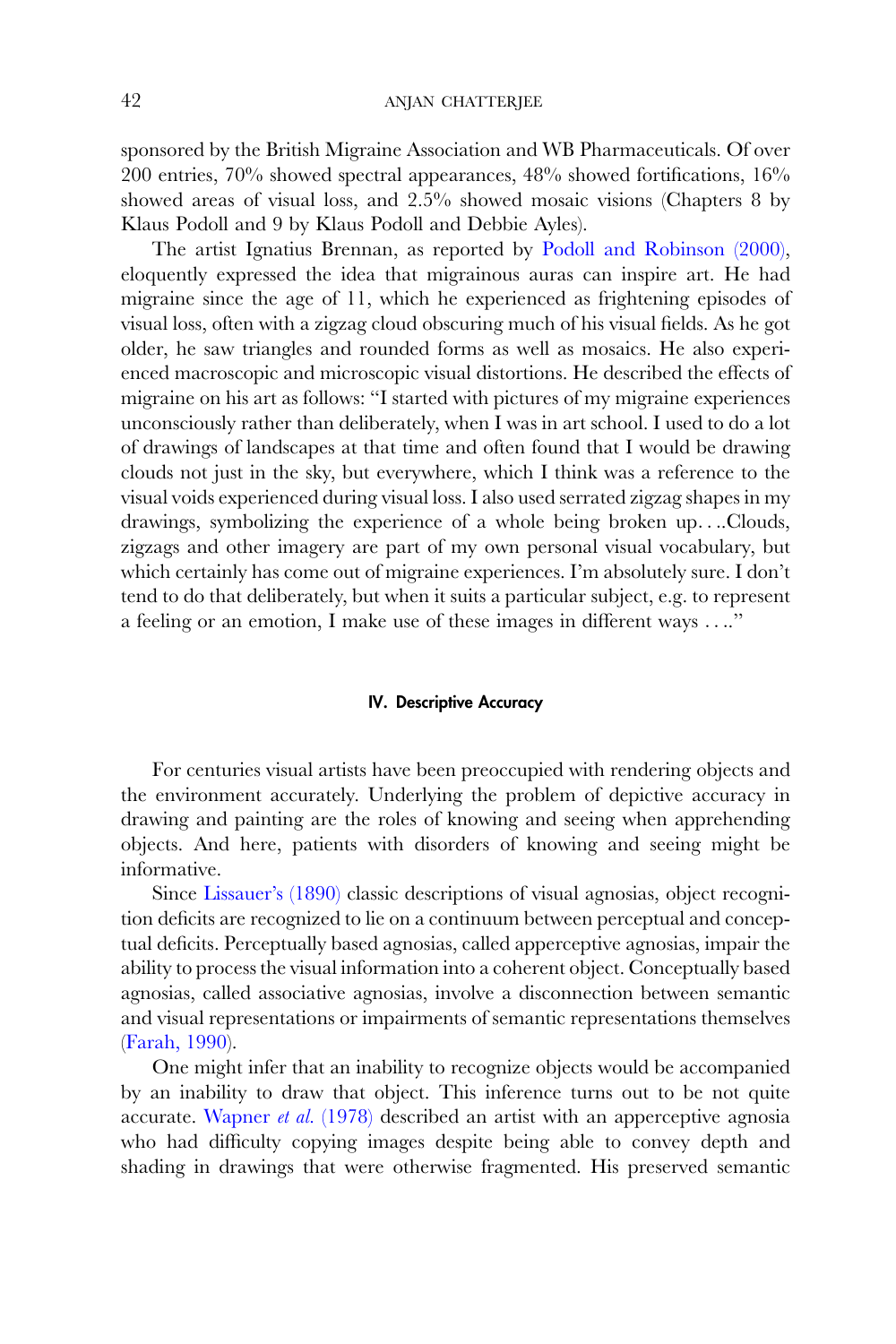sponsored by the British Migraine Association and WB Pharmaceuticals. Of over 200 entries, 70% showed spectral appearances, 48% showed fortifications, 16% showed areas of visual loss, and 2.5% showed mosaic visions (Chapters 8 by Klaus Podoll and 9 by Klaus Podoll and Debbie Ayles).

The artist Ignatius Brennan, as reported by Podoll and Robinson (2000), eloquently expressed the idea that migrainous auras can inspire art. He had migraine since the age of 11, which he experienced as frightening episodes of visual loss, often with a zigzag cloud obscuring much of his visual fields. As he got older, he saw triangles and rounded forms as well as mosaics. He also experienced macroscopic and microscopic visual distortions. He described the effects of migraine on his art as follows: "I started with pictures of my migraine experiences unconsciously rather than deliberately, when I was in art school. I used to do a lot of drawings of landscapes at that time and often found that I would be drawing clouds not just in the sky, but everywhere, which I think was a reference to the visual voids experienced during visual loss. I also used serrated zigzag shapes in my drawings, symbolizing the experience of a whole being broken up....Clouds, zigzags and other imagery are part of my own personal visual vocabulary, but which certainly has come out of migraine experiences. I'm absolutely sure. I don't tend to do that deliberately, but when it suits a particular subject, e.g. to represent a feeling or an emotion, I make use of these images in different ways ...."

## IV. Descriptive Accuracy

For centuries visual artists have been preoccupied with rendering objects and the environment accurately. Underlying the problem of depictive accuracy in drawing and painting are the roles of knowing and seeing when apprehending objects. And here, patients with disorders of knowing and seeing might be informative.

Since Lissauer's (1890) classic descriptions of visual agnosias, object recognition deficits are recognized to lie on a continuum between perceptual and conceptual deficits. Perceptually based agnosias, called apperceptive agnosias, impair the ability to process the visual information into a coherent object. Conceptually based agnosias, called associative agnosias, involve a disconnection between semantic and visual representations or impairments of semantic representations themselves (Farah, 1990).

One might infer that an inability to recognize objects would be accompanied by an inability to draw that object. This inference turns out to be not quite accurate. Wapner *et al.* (1978) described an artist with an apperceptive agnosia who had difficulty copying images despite being able to convey depth and shading in drawings that were otherwise fragmented. His preserved semantic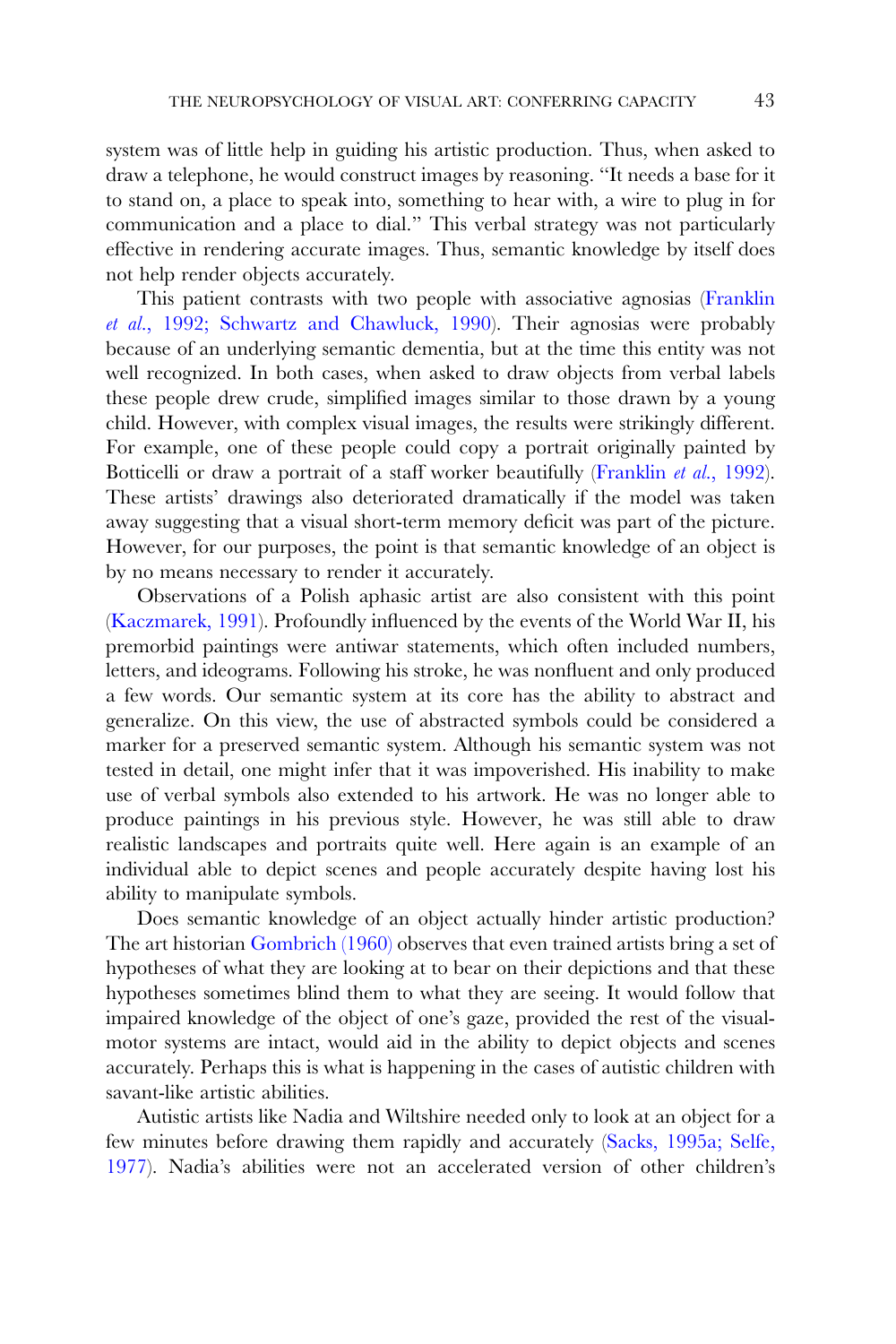system was of little help in guiding his artistic production. Thus, when asked to draw a telephone, he would construct images by reasoning. "It needs a base for it to stand on, a place to speak into, something to hear with, a wire to plug in for communication and a place to dial." This verbal strategy was not particularly effective in rendering accurate images. Thus, semantic knowledge by itself does not help render objects accurately.

This patient contrasts with two people with associative agnosias (Franklin *et al.*, 1992; Schwartz and Chawluck, 1990). Their agnosias were probably because of an underlying semantic dementia, but at the time this entity was not well recognized. In both cases, when asked to draw objects from verbal labels these people drew crude, simplified images similar to those drawn by a young child. However, with complex visual images, the results were strikingly different. For example, one of these people could copy a portrait originally painted by Botticelli or draw a portrait of a staff worker beautifully (Franklin *et al.*, 1992). These artists' drawings also deteriorated dramatically if the model was taken away suggesting that a visual short-term memory deficit was part of the picture. However, for our purposes, the point is that semantic knowledge of an object is by no means necessary to render it accurately.

Observations of a Polish aphasic artist are also consistent with this point (Kaczmarek, 1991). Profoundly influenced by the events of the World War II, his premorbid paintings were antiwar statements, which often included numbers, letters, and ideograms. Following his stroke, he was nonfluent and only produced a few words. Our semantic system at its core has the ability to abstract and generalize. On this view, the use of abstracted symbols could be considered a marker for a preserved semantic system. Although his semantic system was not tested in detail, one might infer that it was impoverished. His inability to make use of verbal symbols also extended to his artwork. He was no longer able to produce paintings in his previous style. However, he was still able to draw realistic landscapes and portraits quite well. Here again is an example of an individual able to depict scenes and people accurately despite having lost his ability to manipulate symbols.

Does semantic knowledge of an object actually hinder artistic production? The art historian Gombrich (1960) observes that even trained artists bring a set of hypotheses of what they are looking at to bear on their depictions and that these hypotheses sometimes blind them to what they are seeing. It would follow that impaired knowledge of the object of one's gaze, provided the rest of the visual-motor systems are intact, would aid in the ability to depict objects and scenes accurately. Perhaps this is what is happening in the cases of autistic children with savant-like artistic abilities.

Autistic artists like Nadia and Wiltshire needed only to look at an object for a few minutes before drawing them rapidly and accurately (Sacks, 1995a; Selfe, 1977). Nadia's abilities were not an accelerated version of other children's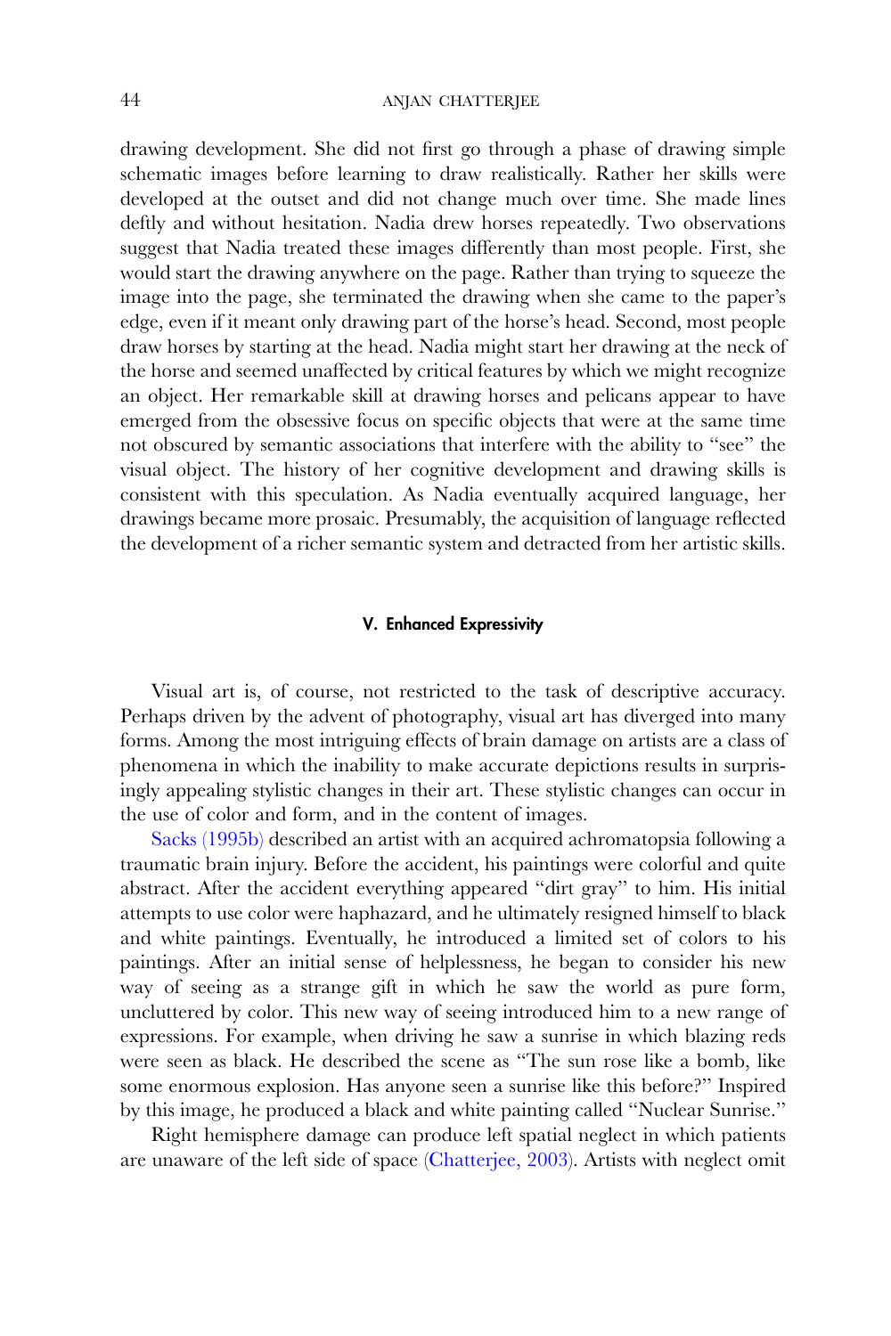drawing development. She did not first go through a phase of drawing simple schematic images before learning to draw realistically. Rather her skills were developed at the outset and did not change much over time. She made lines deftly and without hesitation. Nadia drew horses repeatedly. Two observations suggest that Nadia treated these images differently than most people. First, she would start the drawing anywhere on the page. Rather than trying to squeeze the image into the page, she terminated the drawing when she came to the paper's edge, even if it meant only drawing part of the horse's head. Second, most people draw horses by starting at the head. Nadia might start her drawing at the neck of the horse and seemed unaffected by critical features by which we might recognize an object. Her remarkable skill at drawing horses and pelicans appear to have emerged from the obsessive focus on specific objects that were at the same time not obscured by semantic associations that interfere with the ability to "see" the visual object. The history of her cognitive development and drawing skills is consistent with this speculation. As Nadia eventually acquired language, her drawings became more prosaic. Presumably, the acquisition of language reflected the development of a richer semantic system and detracted from her artistic skills.

## V. Enhanced Expressivity

Visual art is, of course, not restricted to the task of descriptive accuracy. Perhaps driven by the advent of photography, visual art has diverged into many forms. Among the most intriguing effects of brain damage on artists are a class of phenomena in which the inability to make accurate depictions results in surprisingly appealing stylistic changes in their art. These stylistic changes can occur in the use of color and form, and in the content of images.

Sacks (1995b) described an artist with an acquired achromatopsia following a traumatic brain injury. Before the accident, his paintings were colorful and quite abstract. After the accident everything appeared "dirt gray" to him. His initial attempts to use color were haphazard, and he ultimately resigned himself to black and white paintings. Eventually, he introduced a limited set of colors to his paintings. After an initial sense of helplessness, he began to consider his new way of seeing as a strange gift in which he saw the world as pure form, uncluttered by color. This new way of seeing introduced him to a new range of expressions. For example, when driving he saw a sunrise in which blazing reds were seen as black. He described the scene as "The sun rose like a bomb, like some enormous explosion. Has anyone seen a sunrise like this before?" Inspired by this image, he produced a black and white painting called "Nuclear Sunrise."

Right hemisphere damage can produce left spatial neglect in which patients are unaware of the left side of space (Chatterjee, 2003). Artists with neglect omit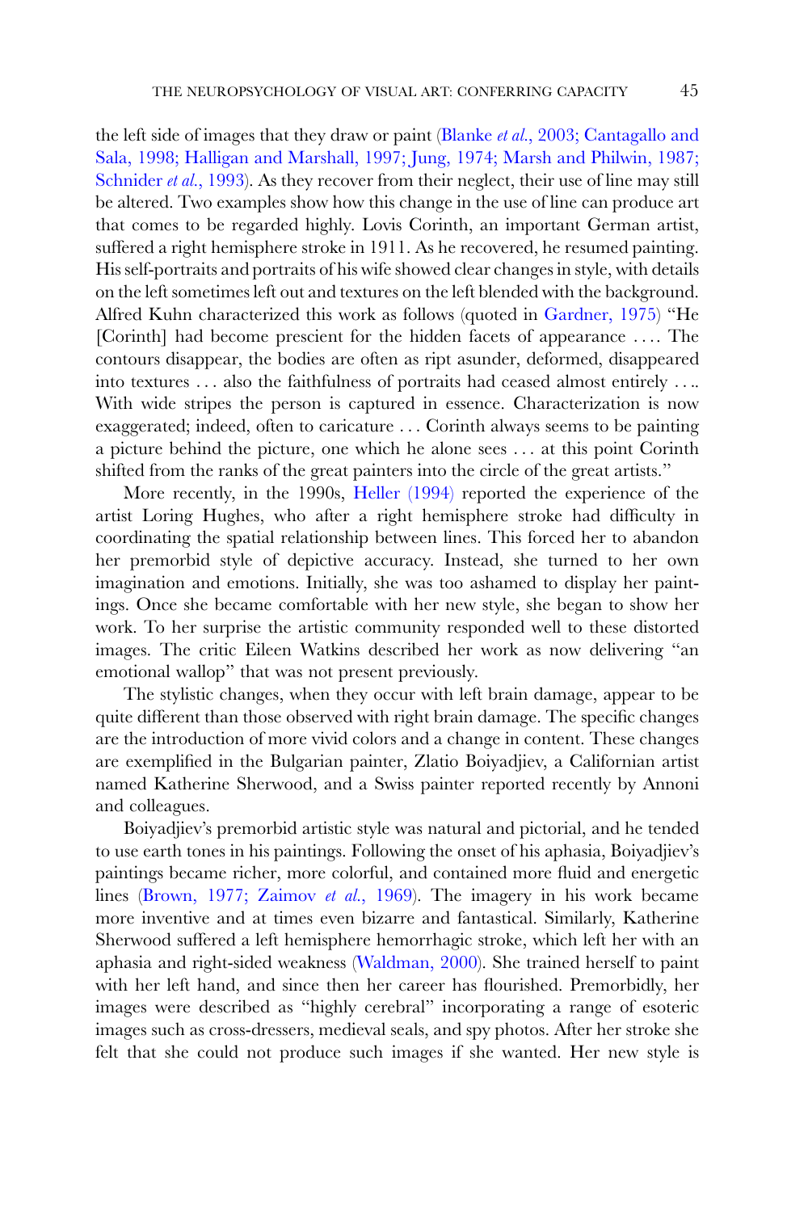the left side of images that they draw or paint (Blanke *et al.*, 2003; Cantagallo and Sala, 1998; Halligan and Marshall, 1997; Jung, 1974; Marsh and Philwin, 1987; Schnider *et al.*, 1993). As they recover from their neglect, their use of line may still be altered. Two examples show how this change in the use of line can produce art that comes to be regarded highly. Lovis Corinth, an important German artist, suffered a right hemisphere stroke in 1911. As he recovered, he resumed painting. His self-portraits and portraits of his wife showed clear changes in style, with details on the left sometimes left out and textures on the left blended with the background. Alfred Kuhn characterized this work as follows (quoted in Gardner, 1975) "He [Corinth] had become prescient for the hidden facets of appearance .... The contours disappear, the bodies are often as ript asunder, deformed, disappeared into textures ... also the faithfulness of portraits had ceased almost entirely .... With wide stripes the person is captured in essence. Characterization is now exaggerated; indeed, often to caricature ... Corinth always seems to be painting a picture behind the picture, one which he alone sees ... at this point Corinth shifted from the ranks of the great painters into the circle of the great artists."

More recently, in the 1990s, Heller (1994) reported the experience of the artist Loring Hughes, who after a right hemisphere stroke had difficulty in coordinating the spatial relationship between lines. This forced her to abandon her premorbid style of depictive accuracy. Instead, she turned to her own imagination and emotions. Initially, she was too ashamed to display her paintings. Once she became comfortable with her new style, she began to show her work. To her surprise the artistic community responded well to these distorted images. The critic Eileen Watkins described her work as now delivering "an emotional wallop" that was not present previously.

The stylistic changes, when they occur with left brain damage, appear to be quite different than those observed with right brain damage. The specific changes are the introduction of more vivid colors and a change in content. These changes are exemplified in the Bulgarian painter, Zlatio Boiyadjiev, a Californian artist named Katherine Sherwood, and a Swiss painter reported recently by Annoni and colleagues.

Boiyadjiev's premorbid artistic style was natural and pictorial, and he tended to use earth tones in his paintings. Following the onset of his aphasia, Boiyadjiev's paintings became richer, more colorful, and contained more fluid and energetic lines (Brown, 1977; Zaimov *et al.*, 1969). The imagery in his work became more inventive and at times even bizarre and fantastical. Similarly, Katherine Sherwood suffered a left hemisphere hemorrhagic stroke, which left her with an aphasia and right-sided weakness (Waldman, 2000). She trained herself to paint with her left hand, and since then her career has flourished. Premorbidly, her images were described as "highly cerebral" incorporating a range of esoteric images such as cross-dressers, medieval seals, and spy photos. After her stroke she felt that she could not produce such images if she wanted. Her new style is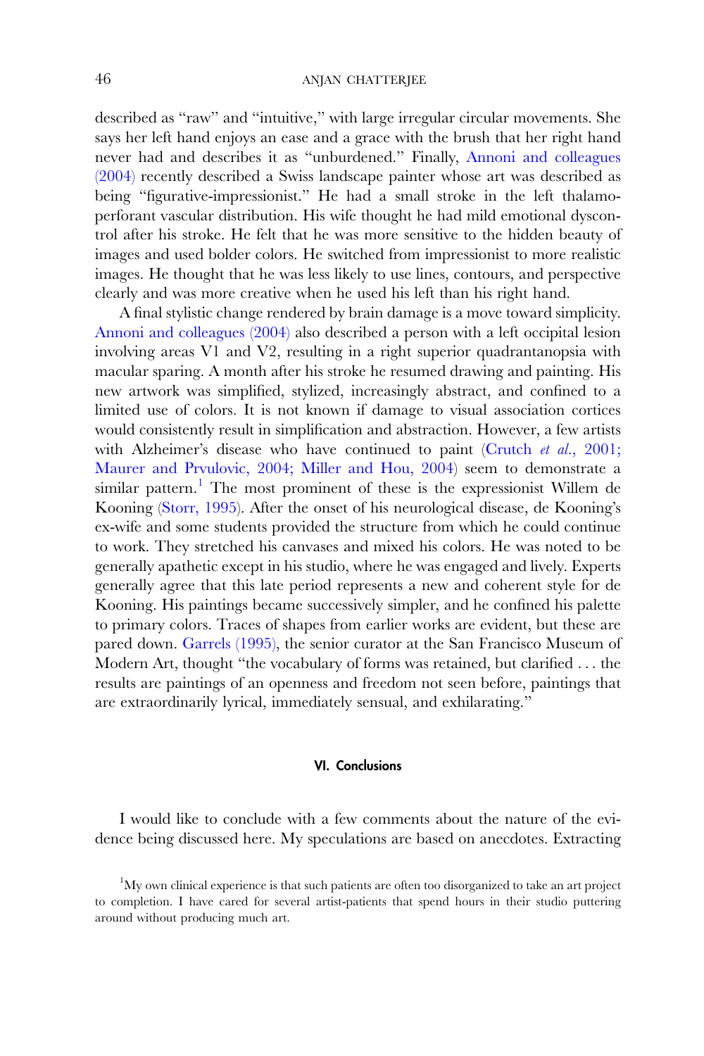described as "raw" and "intuitive," with large irregular circular movements. She says her left hand enjoys an ease and a grace with the brush that her right hand never had and describes it as "unburdened." Finally, Annoni and colleagues (2004) recently described a Swiss landscape painter whose art was described as being "figurative-impressionist." He had a small stroke in the left thalamo-perforant vascular distribution. His wife thought he had mild emotional dyscontrol after his stroke. He felt that he was more sensitive to the hidden beauty of images and used bolder colors. He switched from impressionist to more realistic images. He thought that he was less likely to use lines, contours, and perspective clearly and was more creative when he used his left than his right hand.

A final stylistic change rendered by brain damage is a move toward simplicity. Annoni and colleagues (2004) also described a person with a left occipital lesion involving areas V1 and V2, resulting in a right superior quadrantanopsia with macular sparing. A month after his stroke he resumed drawing and painting. His new artwork was simplified, stylized, increasingly abstract, and confined to a limited use of colors. It is not known if damage to visual association cortices would consistently result in simplification and abstraction. However, a few artists with Alzheimer's disease who have continued to paint (Crutch *et al.*, 2001; Maurer and Prvulovic, 2004; Miller and Hou, 2004) seem to demonstrate a similar pattern.[1] The most prominent of these is the expressionist Willem de Kooning (Storr, 1995). After the onset of his neurological disease, de Kooning's ex-wife and some students provided the structure from which he could continue to work. They stretched his canvases and mixed his colors. He was noted to be generally apathetic except in his studio, where he was engaged and lively. Experts generally agree that this late period represents a new and coherent style for de Kooning. His paintings became successively simpler, and he confined his palette to primary colors. Traces of shapes from earlier works are evident, but these are pared down. Garrels (1995), the senior curator at the San Francisco Museum of Modern Art, thought "the vocabulary of forms was retained, but clarified . . . the results are paintings of an openness and freedom not seen before, paintings that are extraordinarily lyrical, immediately sensual, and exhilarating."

## VI. Conclusions

I would like to conclude with a few comments about the nature of the evidence being discussed here. My speculations are based on anecdotes. Extracting

[1] My own clinical experience is that such patients are often too disorganized to take an art project to completion. I have cared for several artist-patients that spend hours in their studio puttering around without producing much art.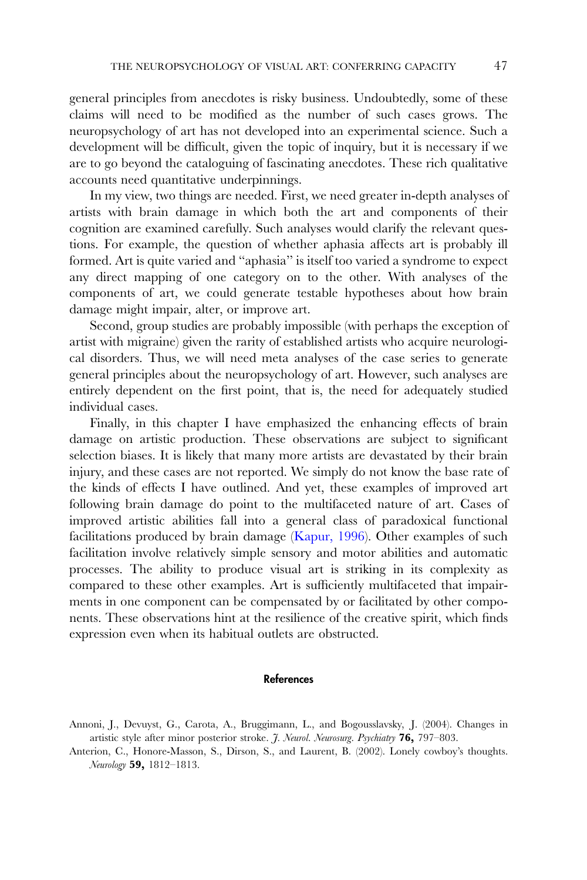general principles from anecdotes is risky business. Undoubtedly, some of these claims will need to be modified as the number of such cases grows. The neuropsychology of art has not developed into an experimental science. Such a development will be difficult, given the topic of inquiry, but it is necessary if we are to go beyond the cataloguing of fascinating anecdotes. These rich qualitative accounts need quantitative underpinnings.

In my view, two things are needed. First, we need greater in-depth analyses of artists with brain damage in which both the art and components of their cognition are examined carefully. Such analyses would clarify the relevant questions. For example, the question of whether aphasia affects art is probably ill formed. Art is quite varied and "aphasia" is itself too varied a syndrome to expect any direct mapping of one category on to the other. With analyses of the components of art, we could generate testable hypotheses about how brain damage might impair, alter, or improve art.

Second, group studies are probably impossible (with perhaps the exception of artist with migraine) given the rarity of established artists who acquire neurological disorders. Thus, we will need meta analyses of the case series to generate general principles about the neuropsychology of art. However, such analyses are entirely dependent on the first point, that is, the need for adequately studied individual cases.

Finally, in this chapter I have emphasized the enhancing effects of brain damage on artistic production. These observations are subject to significant selection biases. It is likely that many more artists are devastated by their brain injury, and these cases are not reported. We simply do not know the base rate of the kinds of effects I have outlined. And yet, these examples of improved art following brain damage do point to the multifaceted nature of art. Cases of improved artistic abilities fall into a general class of paradoxical functional facilitations produced by brain damage (Kapur, 1996). Other examples of such facilitation involve relatively simple sensory and motor abilities and automatic processes. The ability to produce visual art is striking in its complexity as compared to these other examples. Art is sufficiently multifaceted that impairments in one component can be compensated by or facilitated by other components. These observations hint at the resilience of the creative spirit, which finds expression even when its habitual outlets are obstructed.

## References

Annoni, J., Devuyst, G., Carota, A., Bruggimann, L., and Bogousslavsky, J. (2004). Changes in artistic style after minor posterior stroke. *J. Neurol. Neurosurg. Psychiatry* **76,** 797–803.

Anterion, C., Honore-Masson, S., Dirson, S., and Laurent, B. (2002). Lonely cowboy's thoughts. *Neurology* **59,** 1812–1813.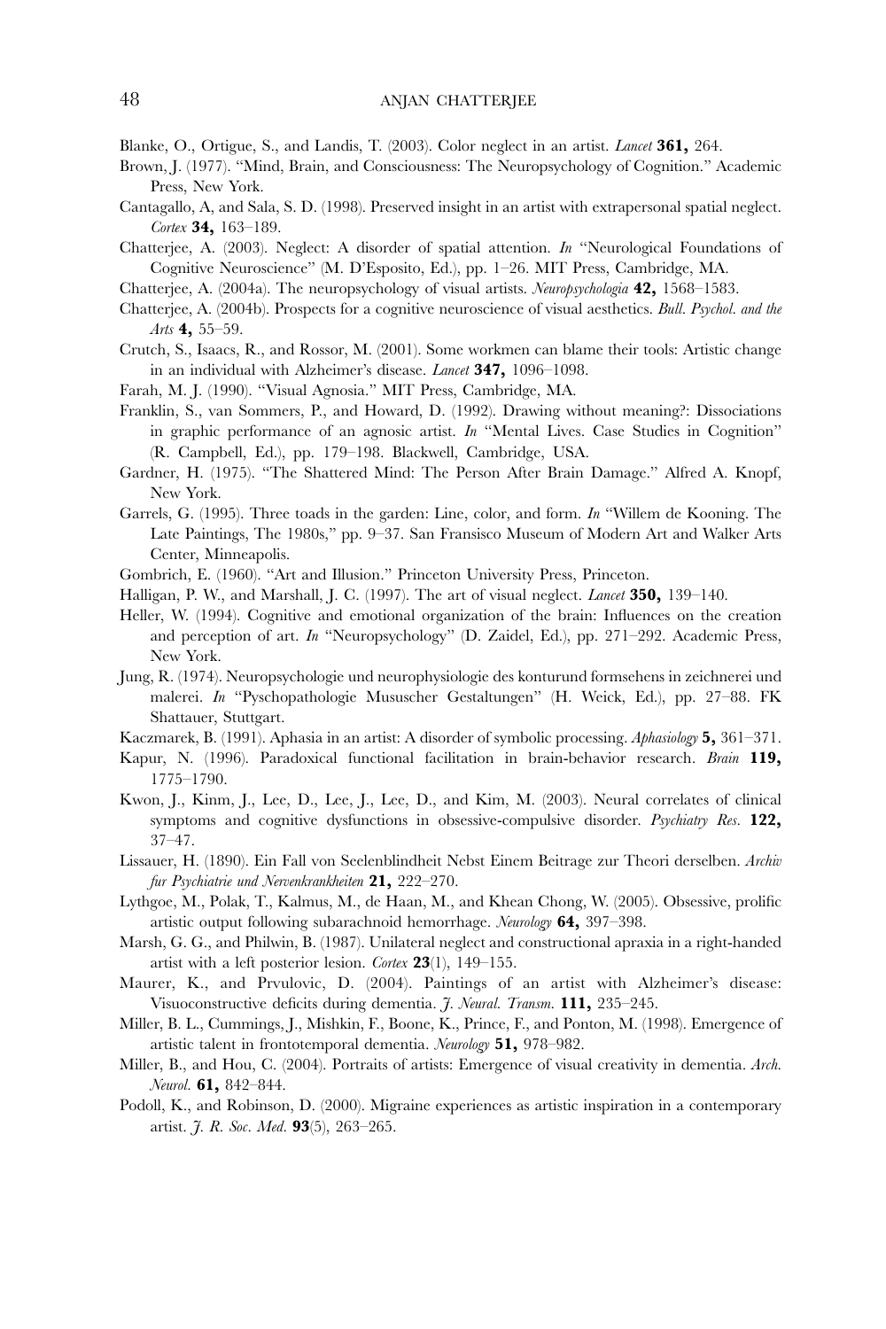Blanke, O., Ortigue, S., and Landis, T. (2003). Color neglect in an artist. *Lancet* **361,** 264.

Brown, J. (1977). "Mind, Brain, and Consciousness: The Neuropsychology of Cognition." Academic Press, New York.

Cantagallo, A, and Sala, S. D. (1998). Preserved insight in an artist with extrapersonal spatial neglect. *Cortex* **34,** 163–189.

Chatterjee, A. (2003). Neglect: A disorder of spatial attention. *In* "Neurological Foundations of Cognitive Neuroscience" (M. D'Esposito, Ed.), pp. 1–26. MIT Press, Cambridge, MA.

Chatterjee, A. (2004a). The neuropsychology of visual artists. *Neuropsychologia* **42,** 1568–1583.

Chatterjee, A. (2004b). Prospects for a cognitive neuroscience of visual aesthetics. *Bull. Psychol. and the Arts* **4,** 55–59.

Crutch, S., Isaacs, R., and Rossor, M. (2001). Some workmen can blame their tools: Artistic change in an individual with Alzheimer's disease. *Lancet* **347,** 1096–1098.

Farah, M. J. (1990). "Visual Agnosia." MIT Press, Cambridge, MA.

Franklin, S., van Sommers, P., and Howard, D. (1992). Drawing without meaning?: Dissociations in graphic performance of an agnosic artist. *In* "Mental Lives. Case Studies in Cognition" (R. Campbell, Ed.), pp. 179–198. Blackwell, Cambridge, USA.

Gardner, H. (1975). "The Shattered Mind: The Person After Brain Damage." Alfred A. Knopf, New York.

Garrels, G. (1995). Three toads in the garden: Line, color, and form. *In* "Willem de Kooning. The Late Paintings, The 1980s," pp. 9–37. San Fransisco Museum of Modern Art and Walker Arts Center, Minneapolis.

Gombrich, E. (1960). "Art and Illusion." Princeton University Press, Princeton.

Halligan, P. W., and Marshall, J. C. (1997). The art of visual neglect. *Lancet* **350,** 139–140.

Heller, W. (1994). Cognitive and emotional organization of the brain: Influences on the creation and perception of art. *In* "Neuropsychology" (D. Zaidel, Ed.), pp. 271–292. Academic Press, New York.

Jung, R. (1974). Neuropsychologie und neurophysiologie des konturund formsehens in zeichnerei und malerei. *In* "Pyschopathologie Mususcher Gestaltungen" (H. Weick, Ed.), pp. 27–88. FK Shattauer, Stuttgart.

Kaczmarek, B. (1991). Aphasia in an artist: A disorder of symbolic processing. *Aphasiology* **5,** 361–371.

Kapur, N. (1996). Paradoxical functional facilitation in brain-behavior research. *Brain* **119,** 1775–1790.

Kwon, J., Kinm, J., Lee, D., Lee, J., Lee, D., and Kim, M. (2003). Neural correlates of clinical symptoms and cognitive dysfunctions in obsessive-compulsive disorder. *Psychiatry Res.* **122,** 37–47.

Lissauer, H. (1890). Ein Fall von Seelenblindheit Nebst Einem Beitrage zur Theori derselben. *Archiv fur Psychiatrie und Nervenkrankheiten* **21,** 222–270.

Lythgoe, M., Polak, T., Kalmus, M., de Haan, M., and Khean Chong, W. (2005). Obsessive, prolific artistic output following subarachnoid hemorrhage. *Neurology* **64,** 397–398.

Marsh, G. G., and Philwin, B. (1987). Unilateral neglect and constructional apraxia in a right-handed artist with a left posterior lesion. *Cortex* **23**(1), 149–155.

Maurer, K., and Prvulovic, D. (2004). Paintings of an artist with Alzheimer's disease: Visuoconstructive deficits during dementia. *J. Neural. Transm.* **111,** 235–245.

Miller, B. L., Cummings, J., Mishkin, F., Boone, K., Prince, F., and Ponton, M. (1998). Emergence of artistic talent in frontotemporal dementia. *Neurology* **51,** 978–982.

Miller, B., and Hou, C. (2004). Portraits of artists: Emergence of visual creativity in dementia. *Arch. Neurol.* **61,** 842–844.

Podoll, K., and Robinson, D. (2000). Migraine experiences as artistic inspiration in a contemporary artist. *J. R. Soc. Med.* **93**(5), 263–265.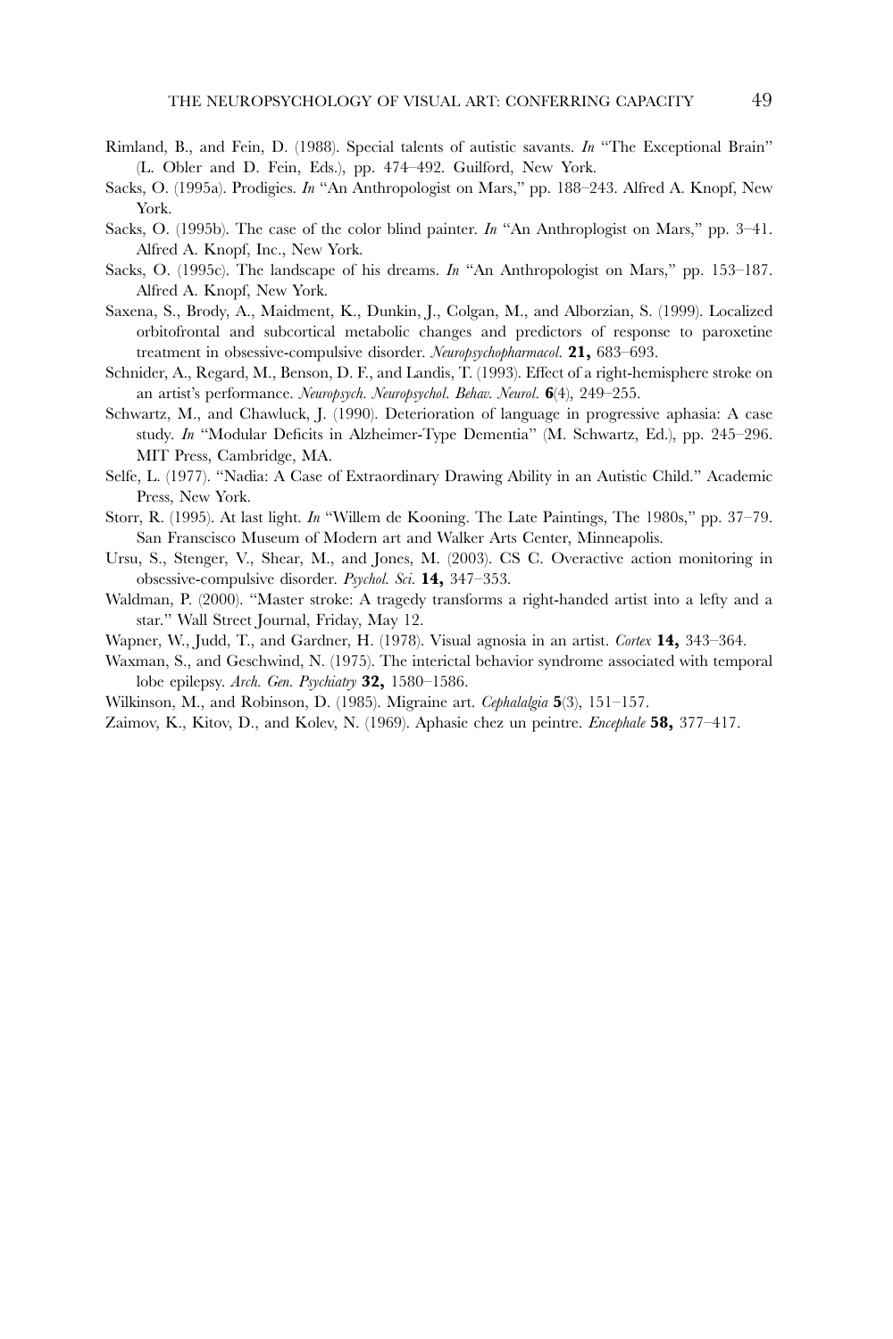Rimland, B., and Fein, D. (1988). Special talents of autistic savants. *In* "The Exceptional Brain" (L. Obler and D. Fein, Eds.), pp. 474–492. Guilford, New York.

Sacks, O. (1995a). Prodigies. *In* "An Anthropologist on Mars," pp. 188–243. Alfred A. Knopf, New York.

Sacks, O. (1995b). The case of the color blind painter. *In* "An Anthroplogist on Mars," pp. 3–41. Alfred A. Knopf, Inc., New York.

Sacks, O. (1995c). The landscape of his dreams. *In* "An Anthropologist on Mars," pp. 153–187. Alfred A. Knopf, New York.

Saxena, S., Brody, A., Maidment, K., Dunkin, J., Colgan, M., and Alborzian, S. (1999). Localized orbitofrontal and subcortical metabolic changes and predictors of response to paroxetine treatment in obsessive-compulsive disorder. *Neuropsychopharmacol.* **21,** 683–693.

Schnider, A., Regard, M., Benson, D. F., and Landis, T. (1993). Effect of a right-hemisphere stroke on an artist's performance. *Neuropsych. Neuropsychol. Behav. Neurol.* **6**(4), 249–255.

Schwartz, M., and Chawluck, J. (1990). Deterioration of language in progressive aphasia: A case study. *In* "Modular Deficits in Alzheimer-Type Dementia" (M. Schwartz, Ed.), pp. 245–296. MIT Press, Cambridge, MA.

Selfe, L. (1977). "Nadia: A Case of Extraordinary Drawing Ability in an Autistic Child." Academic Press, New York.

Storr, R. (1995). At last light. *In* "Willem de Kooning. The Late Paintings, The 1980s," pp. 37–79. San Franscisco Museum of Modern art and Walker Arts Center, Minneapolis.

Ursu, S., Stenger, V., Shear, M., and Jones, M. (2003). CS C. Overactive action monitoring in obsessive-compulsive disorder. *Psychol. Sci.* **14,** 347–353.

Waldman, P. (2000). "Master stroke: A tragedy transforms a right-handed artist into a lefty and a star." Wall Street Journal, Friday, May 12.

Wapner, W., Judd, T., and Gardner, H. (1978). Visual agnosia in an artist. *Cortex* **14,** 343–364.

Waxman, S., and Geschwind, N. (1975). The interictal behavior syndrome associated with temporal lobe epilepsy. *Arch. Gen. Psychiatry* **32,** 1580–1586.

Wilkinson, M., and Robinson, D. (1985). Migraine art. *Cephalalgia* **5**(3), 151–157.

Zaimov, K., Kitov, D., and Kolev, N. (1969). Aphasie chez un peintre. *Encephale* **58,** 377–417.